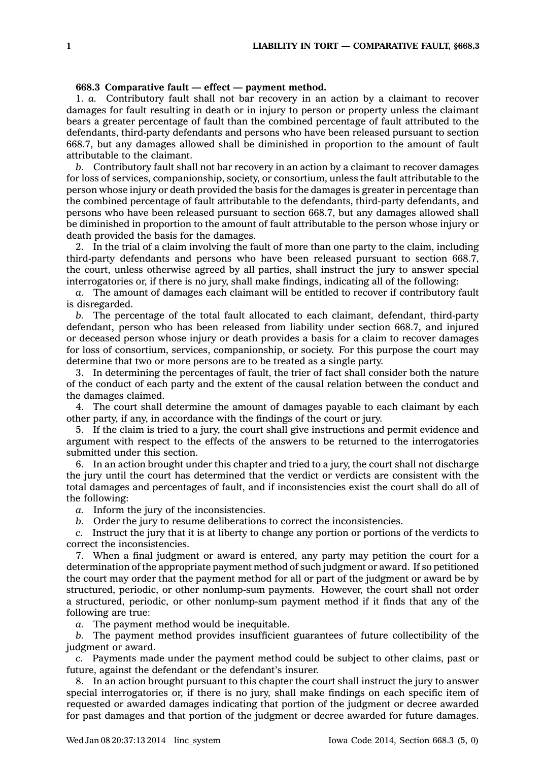**668.3 Comparative fault — effect — payment method.**

1. *a.* Contributory fault shall not bar recovery in an action by a claimant to recover damages for fault resulting in death or in injury to person or property unless the claimant bears a greater percentage of fault than the combined percentage of fault attributed to the defendants, third-party defendants and persons who have been released pursuant to section 668.7, but any damages allowed shall be diminished in proportion to the amount of fault attributable to the claimant.

*b.* Contributory fault shall not bar recovery in an action by a claimant to recover damages for loss of services, companionship, society, or consortium, unless the fault attributable to the person whose injury or death provided the basis for the damages is greater in percentage than the combined percentage of fault attributable to the defendants, third-party defendants, and persons who have been released pursuant to section 668.7, but any damages allowed shall be diminished in proportion to the amount of fault attributable to the person whose injury or death provided the basis for the damages.

2. In the trial of a claim involving the fault of more than one party to the claim, including third-party defendants and persons who have been released pursuant to section 668.7, the court, unless otherwise agreed by all parties, shall instruct the jury to answer special interrogatories or, if there is no jury, shall make findings, indicating all of the following:

*a.* The amount of damages each claimant will be entitled to recover if contributory fault is disregarded.

*b.* The percentage of the total fault allocated to each claimant, defendant, third-party defendant, person who has been released from liability under section 668.7, and injured or deceased person whose injury or death provides a basis for a claim to recover damages for loss of consortium, services, companionship, or society. For this purpose the court may determine that two or more persons are to be treated as a single party.

3. In determining the percentages of fault, the trier of fact shall consider both the nature of the conduct of each party and the extent of the causal relation between the conduct and the damages claimed.

4. The court shall determine the amount of damages payable to each claimant by each other party, if any, in accordance with the findings of the court or jury.

5. If the claim is tried to a jury, the court shall give instructions and permit evidence and argument with respect to the effects of the answers to be returned to the interrogatories submitted under this section.

6. In an action brought under this chapter and tried to a jury, the court shall not discharge the jury until the court has determined that the verdict or verdicts are consistent with the total damages and percentages of fault, and if inconsistencies exist the court shall do all of the following:

*a.* Inform the jury of the inconsistencies.

*b.* Order the jury to resume deliberations to correct the inconsistencies.

*c.* Instruct the jury that it is at liberty to change any portion or portions of the verdicts to correct the inconsistencies.

7. When a final judgment or award is entered, any party may petition the court for a determination of the appropriate payment method of such judgment or award. If so petitioned the court may order that the payment method for all or part of the judgment or award be by structured, periodic, or other nonlump-sum payments. However, the court shall not order a structured, periodic, or other nonlump-sum payment method if it finds that any of the following are true:

*a.* The payment method would be inequitable.

*b.* The payment method provides insufficient guarantees of future collectibility of the judgment or award.

*c.* Payments made under the payment method could be subject to other claims, past or future, against the defendant or the defendant's insurer.

8. In an action brought pursuant to this chapter the court shall instruct the jury to answer special interrogatories or, if there is no jury, shall make findings on each specific item of requested or awarded damages indicating that portion of the judgment or decree awarded for past damages and that portion of the judgment or decree awarded for future damages.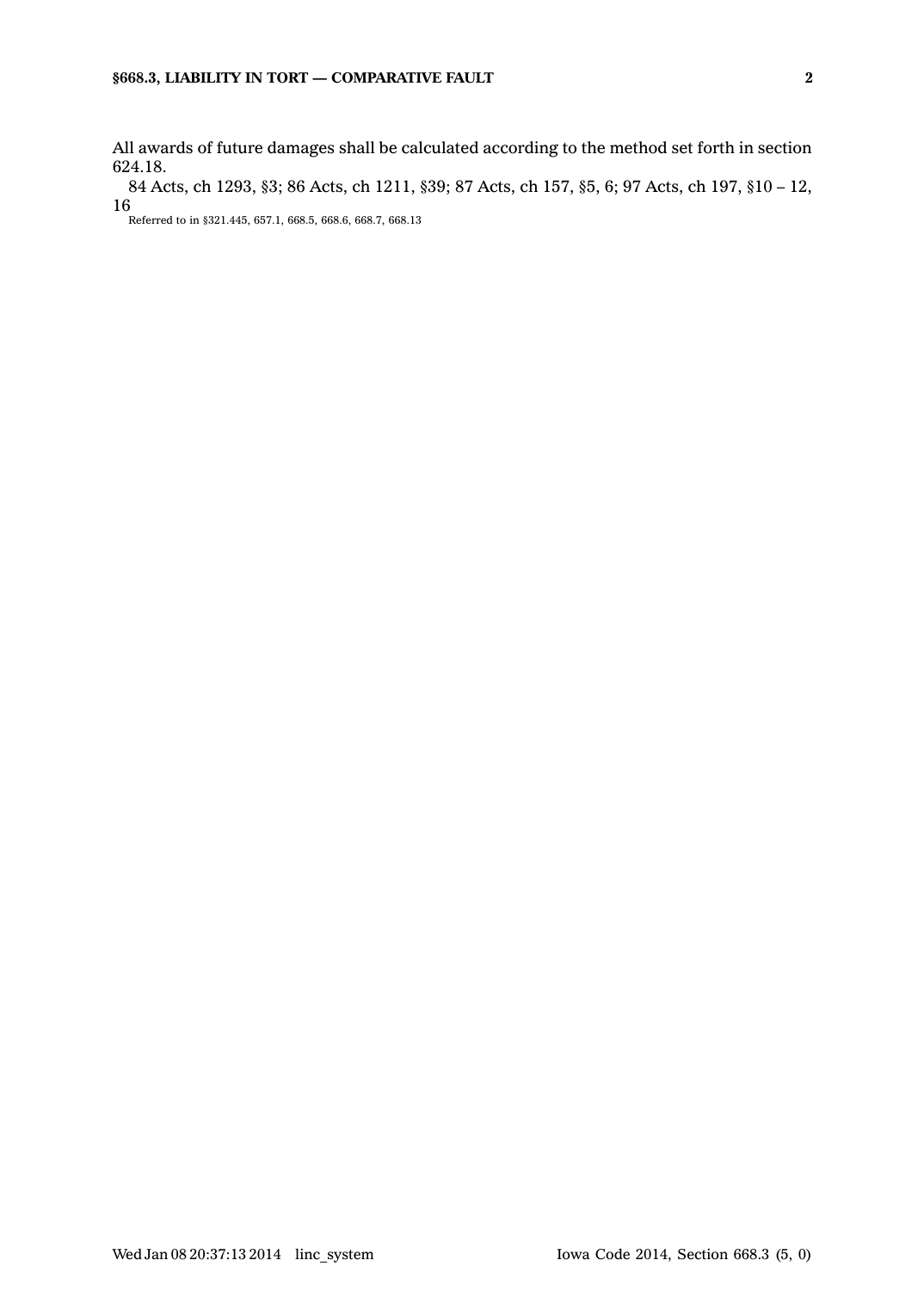All awards of future damages shall be calculated according to the method set forth in section 624.18.

84 Acts, ch 1293, §3; 86 Acts, ch 1211, §39; 87 Acts, ch 157, §5, 6; 97 Acts, ch 197, §10 – 12, 16

Referred to in §321.445, 657.1, 668.5, 668.6, 668.7, 668.13